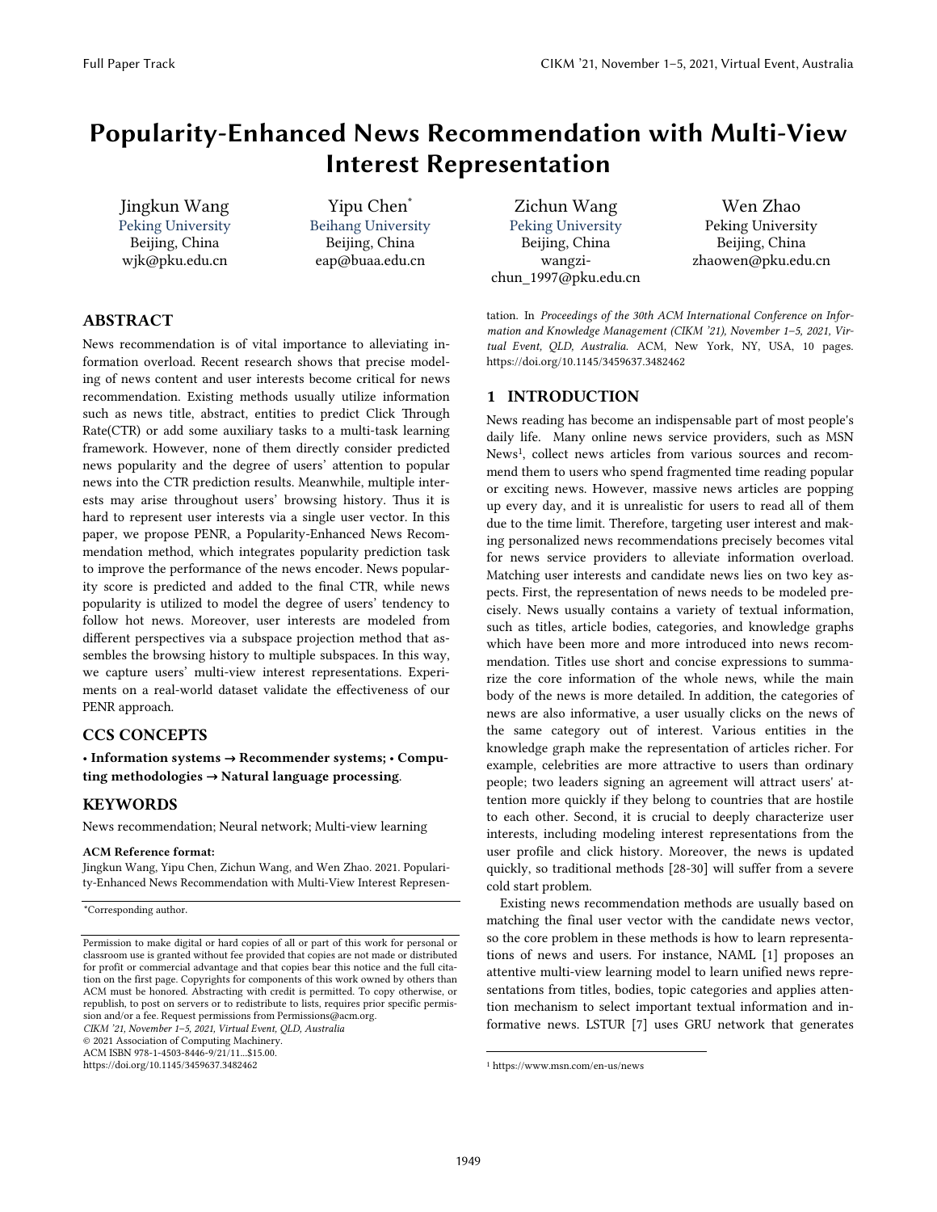# Popularity-Enhanced News Recommendation with Multi-View Interest Representation

Jingkun Wang
Peking University
Beijing, China
wjk@pku.edu.cn

Yipu Chen*
Beihang University
Beijing, China
eap@buaa.edu.cn

Zichun Wang
Peking University
Beijing, China
wangzichun_1997@pku.edu.cn

Wen Zhao
Peking University
Beijing, China
zhaowen@pku.edu.cn

## ABSTRACT

News recommendation is of vital importance to alleviating information overload. Recent research shows that precise modeling of news content and user interests become critical for news recommendation. Existing methods usually utilize information such as news title, abstract, entities to predict Click Through Rate(CTR) or add some auxiliary tasks to a multi-task learning framework. However, none of them directly consider predicted news popularity and the degree of users' attention to popular news into the CTR prediction results. Meanwhile, multiple interests may arise throughout users' browsing history. Thus it is hard to represent user interests via a single user vector. In this paper, we propose PENR, a Popularity-Enhanced News Recommendation method, which integrates popularity prediction task to improve the performance of the news encoder. News popularity score is predicted and added to the final CTR, while news popularity is utilized to model the degree of users' tendency to follow hot news. Moreover, user interests are modeled from different perspectives via a subspace projection method that assembles the browsing history to multiple subspaces. In this way, we capture users' multi-view interest representations. Experiments on a real-world dataset validate the effectiveness of our PENR approach.

## CCS CONCEPTS

• **Information systems → Recommender systems; • Computing methodologies → Natural language processing**.

## KEYWORDS

News recommendation; Neural network; Multi-view learning

**ACM Reference format:**
Jingkun Wang, Yipu Chen, Zichun Wang, and Wen Zhao. 2021. Popularity-Enhanced News Recommendation with Multi-View Interest Representation. In *Proceedings of the 30th ACM International Conference on Information and Knowledge Management (CIKM '21), November 1–5, 2021, Virtual Event, QLD, Australia.* ACM, New York, NY, USA, 10 pages. https://doi.org/10.1145/3459637.3482462

*Corresponding author.

Permission to make digital or hard copies of all or part of this work for personal or classroom use is granted without fee provided that copies are not made or distributed for profit or commercial advantage and that copies bear this notice and the full citation on the first page. Copyrights for components of this work owned by others than ACM must be honored. Abstracting with credit is permitted. To copy otherwise, or republish, to post on servers or to redistribute to lists, requires prior specific permission and/or a fee. Request permissions from Permissions@acm.org.
*CIKM '21, November 1–5, 2021, Virtual Event, QLD, Australia*
© 2021 Association of Computing Machinery.
ACM ISBN 978-1-4503-8446-9/21/11...$15.00.
https://doi.org/10.1145/3459637.3482462

## 1 INTRODUCTION

News reading has become an indispensable part of most people's daily life. Many online news service providers, such as MSN News[1], collect news articles from various sources and recommend them to users who spend fragmented time reading popular or exciting news. However, massive news articles are popping up every day, and it is unrealistic for users to read all of them due to the time limit. Therefore, targeting user interest and making personalized news recommendations precisely becomes vital for news service providers to alleviate information overload. Matching user interests and candidate news lies on two key aspects. First, the representation of news needs to be modeled precisely. News usually contains a variety of textual information, such as titles, article bodies, categories, and knowledge graphs which have been more and more introduced into news recommendation. Titles use short and concise expressions to summarize the core information of the whole news, while the main body of the news is more detailed. In addition, the categories of news are also informative, a user usually clicks on the news of the same category out of interest. Various entities in the knowledge graph make the representation of articles richer. For example, celebrities are more attractive to users than ordinary people; two leaders signing an agreement will attract users' attention more quickly if they belong to countries that are hostile to each other. Second, it is crucial to deeply characterize user interests, including modeling interest representations from the user profile and click history. Moreover, the news is updated quickly, so traditional methods [28-30] will suffer from a severe cold start problem.

Existing news recommendation methods are usually based on matching the final user vector with the candidate news vector, so the core problem in these methods is how to learn representations of news and users. For instance, NAML [1] proposes an attentive multi-view learning model to learn unified news representations from titles, bodies, topic categories and applies attention mechanism to select important textual information and informative news. LSTUR [7] uses GRU network that generates

[1] https://www.msn.com/en-us/news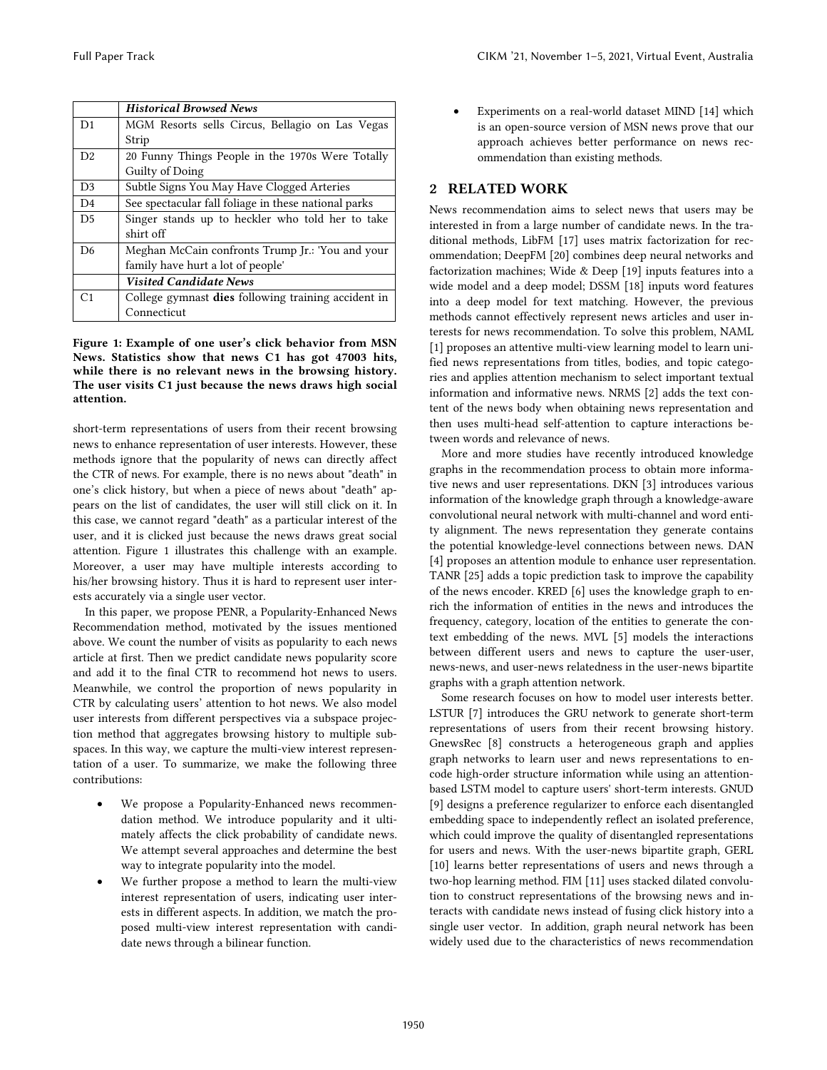| | *Historical Browsed News* |
|---|---|
| D1 | MGM Resorts sells Circus, Bellagio on Las Vegas Strip |
| D2 | 20 Funny Things People in the 1970s Were Totally Guilty of Doing |
| D3 | Subtle Signs You May Have Clogged Arteries |
| D4 | See spectacular fall foliage in these national parks |
| D5 | Singer stands up to heckler who told her to take shirt off |
| D6 | Meghan McCain confronts Trump Jr.: 'You and your family have hurt a lot of people' |
| | *Visited Candidate News* |
| C1 | College gymnast **dies** following training accident in Connecticut |

**Figure 1: Example of one user's click behavior from MSN News. Statistics show that news C1 has got 47003 hits, while there is no relevant news in the browsing history. The user visits C1 just because the news draws high social attention.**

short-term representations of users from their recent browsing news to enhance representation of user interests. However, these methods ignore that the popularity of news can directly affect the CTR of news. For example, there is no news about "death" in one's click history, but when a piece of news about "death" appears on the list of candidates, the user will still click on it. In this case, we cannot regard "death" as a particular interest of the user, and it is clicked just because the news draws great social attention. Figure 1 illustrates this challenge with an example. Moreover, a user may have multiple interests according to his/her browsing history. Thus it is hard to represent user interests accurately via a single user vector.

In this paper, we propose PENR, a Popularity-Enhanced News Recommendation method, motivated by the issues mentioned above. We count the number of visits as popularity to each news article at first. Then we predict candidate news popularity score and add it to the final CTR to recommend hot news to users. Meanwhile, we control the proportion of news popularity in CTR by calculating users' attention to hot news. We also model user interests from different perspectives via a subspace projection method that aggregates browsing history to multiple subspaces. In this way, we capture the multi-view interest representation of a user. To summarize, we make the following three contributions:

- We propose a Popularity-Enhanced news recommendation method. We introduce popularity and it ultimately affects the click probability of candidate news. We attempt several approaches and determine the best way to integrate popularity into the model.
- We further propose a method to learn the multi-view interest representation of users, indicating user interests in different aspects. In addition, we match the proposed multi-view interest representation with candidate news through a bilinear function.
- Experiments on a real-world dataset MIND [14] which is an open-source version of MSN news prove that our approach achieves better performance on news recommendation than existing methods.

## 2 RELATED WORK

News recommendation aims to select news that users may be interested in from a large number of candidate news. In the traditional methods, LibFM [17] uses matrix factorization for recommendation; DeepFM [20] combines deep neural networks and factorization machines; Wide & Deep [19] inputs features into a wide model and a deep model; DSSM [18] inputs word features into a deep model for text matching. However, the previous methods cannot effectively represent news articles and user interests for news recommendation. To solve this problem, NAML [1] proposes an attentive multi-view learning model to learn unified news representations from titles, bodies, and topic categories and applies attention mechanism to select important textual information and informative news. NRMS [2] adds the text content of the news body when obtaining news representation and then uses multi-head self-attention to capture interactions between words and relevance of news.

More and more studies have recently introduced knowledge graphs in the recommendation process to obtain more informative news and user representations. DKN [3] introduces various information of the knowledge graph through a knowledge-aware convolutional neural network with multi-channel and word entity alignment. The news representation they generate contains the potential knowledge-level connections between news. DAN [4] proposes an attention module to enhance user representation. TANR [25] adds a topic prediction task to improve the capability of the news encoder. KRED [6] uses the knowledge graph to enrich the information of entities in the news and introduces the frequency, category, location of the entities to generate the context embedding of the news. MVL [5] models the interactions between different users and news to capture the user-user, news-news, and user-news relatedness in the user-news bipartite graphs with a graph attention network.

Some research focuses on how to model user interests better. LSTUR [7] introduces the GRU network to generate short-term representations of users from their recent browsing history. GnewsRec [8] constructs a heterogeneous graph and applies graph networks to learn user and news representations to encode high-order structure information while using an attention-based LSTM model to capture users' short-term interests. GNUD [9] designs a preference regularizer to enforce each disentangled embedding space to independently reflect an isolated preference, which could improve the quality of disentangled representations for users and news. With the user-news bipartite graph, GERL [10] learns better representations of users and news through a two-hop learning method. FIM [11] uses stacked dilated convolution to construct representations of the browsing news and interacts with candidate news instead of fusing click history into a single user vector. In addition, graph neural network has been widely used due to the characteristics of news recommendation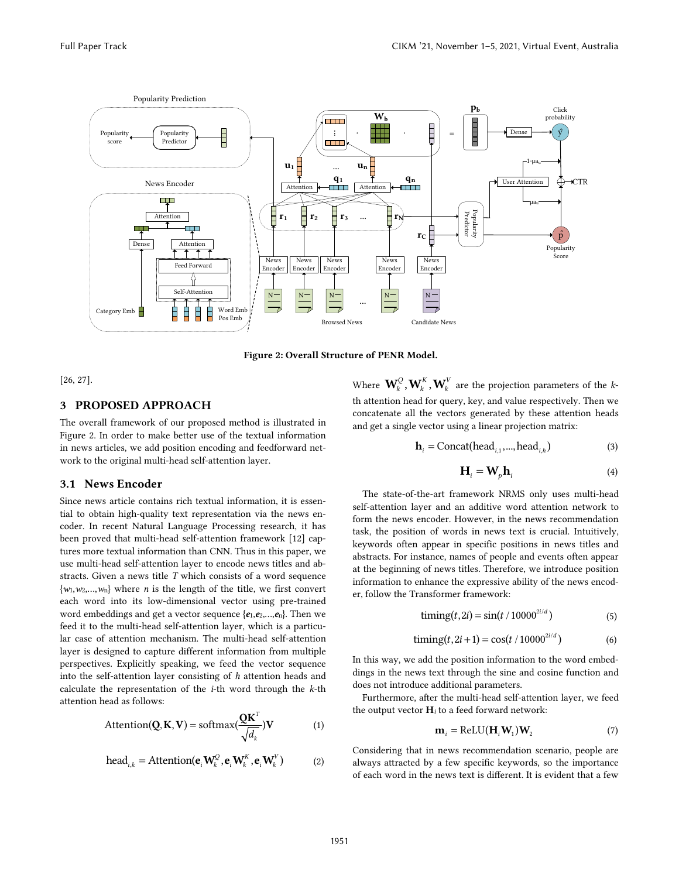Figure 2: Overall Structure of PENR Model.

[26, 27].

## 3 PROPOSED APPROACH

The overall framework of our proposed method is illustrated in Figure 2. In order to make better use of the textual information in news articles, we add position encoding and feedforward network to the original multi-head self-attention layer.

### 3.1 News Encoder

Since news article contains rich textual information, it is essential to obtain high-quality text representation via the news encoder. In recent Natural Language Processing research, it has been proved that multi-head self-attention framework [12] captures more textual information than CNN. Thus in this paper, we use multi-head self-attention layer to encode news titles and abstracts. Given a news title $T$ which consists of a word sequence $\{w_1, w_2, \dots, w_n\}$ where $n$ is the length of the title, we first convert each word into its low-dimensional vector using pre-trained word embeddings and get a vector sequence $\{\boldsymbol{e}_1, \boldsymbol{e}_2, \dots, \boldsymbol{e}_n\}$. Then we feed it to the multi-head self-attention layer, which is a particular case of attention mechanism. The multi-head self-attention layer is designed to capture different information from multiple perspectives. Explicitly speaking, we feed the vector sequence into the self-attention layer consisting of $h$ attention heads and calculate the representation of the $i$-th word through the $k$-th attention head as follows:

$$\text{Attention}(\mathbf{Q}, \mathbf{K}, \mathbf{V}) = \text{softmax}(\frac{\mathbf{Q}\mathbf{K}^T}{\sqrt{d_k}})\mathbf{V} \tag{1}$$

$$\text{head}_{i,k} = \text{Attention}(\mathbf{e}_i \mathbf{W}_k^Q, \mathbf{e}_i \mathbf{W}_k^K, \mathbf{e}_i \mathbf{W}_k^V) \tag{2}$$

Where $\mathbf{W}_k^Q, \mathbf{W}_k^K, \mathbf{W}_k^V$ are the projection parameters of the $k$-th attention head for query, key, and value respectively. Then we concatenate all the vectors generated by these attention heads and get a single vector using a linear projection matrix:

$$\mathbf{h}_i = \text{Concat}(\text{head}_{i,1}, \dots, \text{head}_{i,h}) \tag{3}$$

$$\mathbf{H}_i = \mathbf{W}_p \mathbf{h}_i \tag{4}$$

The state-of-the-art framework NRMS only uses multi-head self-attention layer and an additive word attention network to form the news encoder. However, in the news recommendation task, the position of words in news text is crucial. Intuitively, keywords often appear in specific positions in news titles and abstracts. For instance, names of people and events often appear at the beginning of news titles. Therefore, we introduce position information to enhance the expressive ability of the news encoder, follow the Transformer framework:

$$\text{timing}(t, 2i) = \sin(t / 10000^{2i/d}) \tag{5}$$

$$\text{timing}(t, 2i+1) = \cos(t / 10000^{2i/d}) \tag{6}$$

In this way, we add the position information to the word embeddings in the news text through the sine and cosine function and does not introduce additional parameters.

Furthermore, after the multi-head self-attention layer, we feed the output vector $\mathbf{H}_i$ to a feed forward network:

$$\mathbf{m}_i = \text{ReLU}(\mathbf{H}_i \mathbf{W}_1)\mathbf{W}_2 \tag{7}$$

Considering that in news recommendation scenario, people are always attracted by a few specific keywords, so the importance of each word in the news text is different. It is evident that a few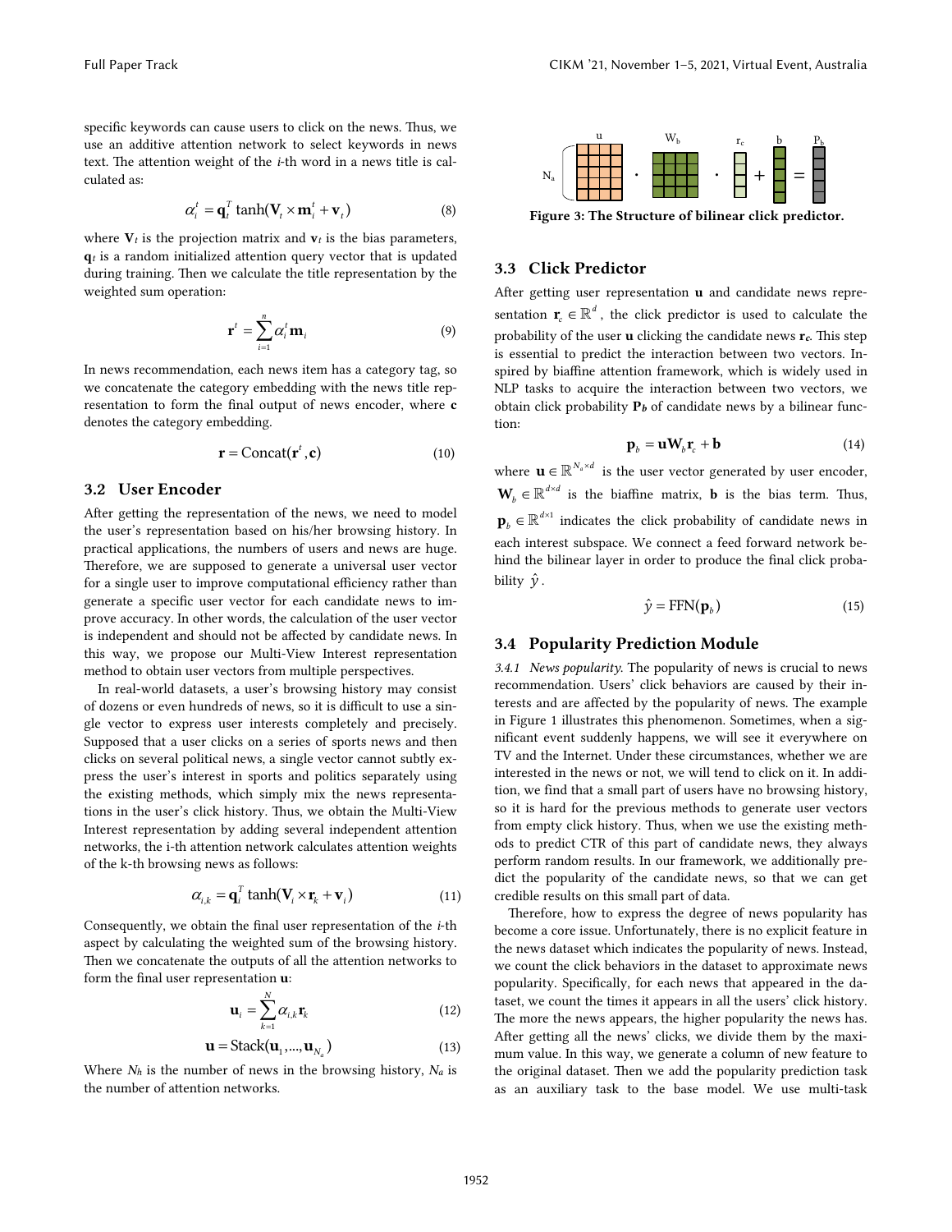specific keywords can cause users to click on the news. Thus, we use an additive attention network to select keywords in news text. The attention weight of the *i*-th word in a news title is calculated as:

$$\alpha_i^t = \mathbf{q}_t^T \tanh(\mathbf{V}_t \times \mathbf{m}_i^t + \mathbf{v}_t) \tag{8}$$

where $\mathbf{V}_t$ is the projection matrix and $\mathbf{v}_t$ is the bias parameters, $\mathbf{q}_t$ is a random initialized attention query vector that is updated during training. Then we calculate the title representation by the weighted sum operation:

$$\mathbf{r}^t = \sum_{i=1}^{n} \alpha_i^t \mathbf{m}_i \tag{9}$$

In news recommendation, each news item has a category tag, so we concatenate the category embedding with the news title representation to form the final output of news encoder, where **c** denotes the category embedding.

$$\mathbf{r} = \text{Concat}(\mathbf{r}^t, \mathbf{c}) \tag{10}$$

### 3.2 User Encoder

After getting the representation of the news, we need to model the user's representation based on his/her browsing history. In practical applications, the numbers of users and news are huge. Therefore, we are supposed to generate a universal user vector for a single user to improve computational efficiency rather than generate a specific user vector for each candidate news to improve accuracy. In other words, the calculation of the user vector is independent and should not be affected by candidate news. In this way, we propose our Multi-View Interest representation method to obtain user vectors from multiple perspectives.

In real-world datasets, a user's browsing history may consist of dozens or even hundreds of news, so it is difficult to use a single vector to express user interests completely and precisely. Supposed that a user clicks on a series of sports news and then clicks on several political news, a single vector cannot subtly express the user's interest in sports and politics separately using the existing methods, which simply mix the news representations in the user's click history. Thus, we obtain the Multi-View Interest representation by adding several independent attention networks, the i-th attention network calculates attention weights of the k-th browsing news as follows:

$$\alpha_{i,k} = \mathbf{q}_i^T \tanh(\mathbf{V}_i \times \mathbf{r}_k + \mathbf{v}_i) \tag{11}$$

Consequently, we obtain the final user representation of the *i*-th aspect by calculating the weighted sum of the browsing history. Then we concatenate the outputs of all the attention networks to form the final user representation **u**:

$$\mathbf{u}_i = \sum_{k=1}^{N} \alpha_{i,k} \mathbf{r}_k \tag{12}$$

$$\mathbf{u} = \text{Stack}(\mathbf{u}_1, ..., \mathbf{u}_{N_a}) \tag{13}$$

Where $N_h$ is the number of news in the browsing history, $N_a$ is the number of attention networks.

Figure 3: The Structure of bilinear click predictor.

### 3.3 Click Predictor

After getting user representation **u** and candidate news representation $\mathbf{r}_c \in \mathbb{R}^d$, the click predictor is used to calculate the probability of the user **u** clicking the candidate news $\mathbf{r}_c$. This step is essential to predict the interaction between two vectors. Inspired by biaffine attention framework, which is widely used in NLP tasks to acquire the interaction between two vectors, we obtain click probability $\mathbf{P}_b$ of candidate news by a bilinear function:

$$\mathbf{p}_b = \mathbf{u}\mathbf{W}_b\mathbf{r}_c + \mathbf{b} \tag{14}$$

where $\mathbf{u} \in \mathbb{R}^{N_a \times d}$ is the user vector generated by user encoder, $\mathbf{W}_b \in \mathbb{R}^{d \times d}$ is the biaffine matrix, **b** is the bias term. Thus, $\mathbf{p}_b \in \mathbb{R}^{d \times 1}$ indicates the click probability of candidate news in each interest subspace. We connect a feed forward network behind the bilinear layer in order to produce the final click probability $\hat{y}$.

$$\hat{y} = \text{FFN}(\mathbf{p}_b) \tag{15}$$

### 3.4 Popularity Prediction Module

*3.4.1 News popularity.* The popularity of news is crucial to news recommendation. Users' click behaviors are caused by their interests and are affected by the popularity of news. The example in Figure 1 illustrates this phenomenon. Sometimes, when a significant event suddenly happens, we will see it everywhere on TV and the Internet. Under these circumstances, whether we are interested in the news or not, we will tend to click on it. In addition, we find that a small part of users have no browsing history, so it is hard for the previous methods to generate user vectors from empty click history. Thus, when we use the existing methods to predict CTR of this part of candidate news, they always perform random results. In our framework, we additionally predict the popularity of the candidate news, so that we can get credible results on this small part of data.

Therefore, how to express the degree of news popularity has become a core issue. Unfortunately, there is no explicit feature in the news dataset which indicates the popularity of news. Instead, we count the click behaviors in the dataset to approximate news popularity. Specifically, for each news that appeared in the dataset, we count the times it appears in all the users' click history. The more the news appears, the higher popularity the news has. After getting all the news' clicks, we divide them by the maximum value. In this way, we generate a column of new feature to the original dataset. Then we add the popularity prediction task as an auxiliary task to the base model. We use multi-task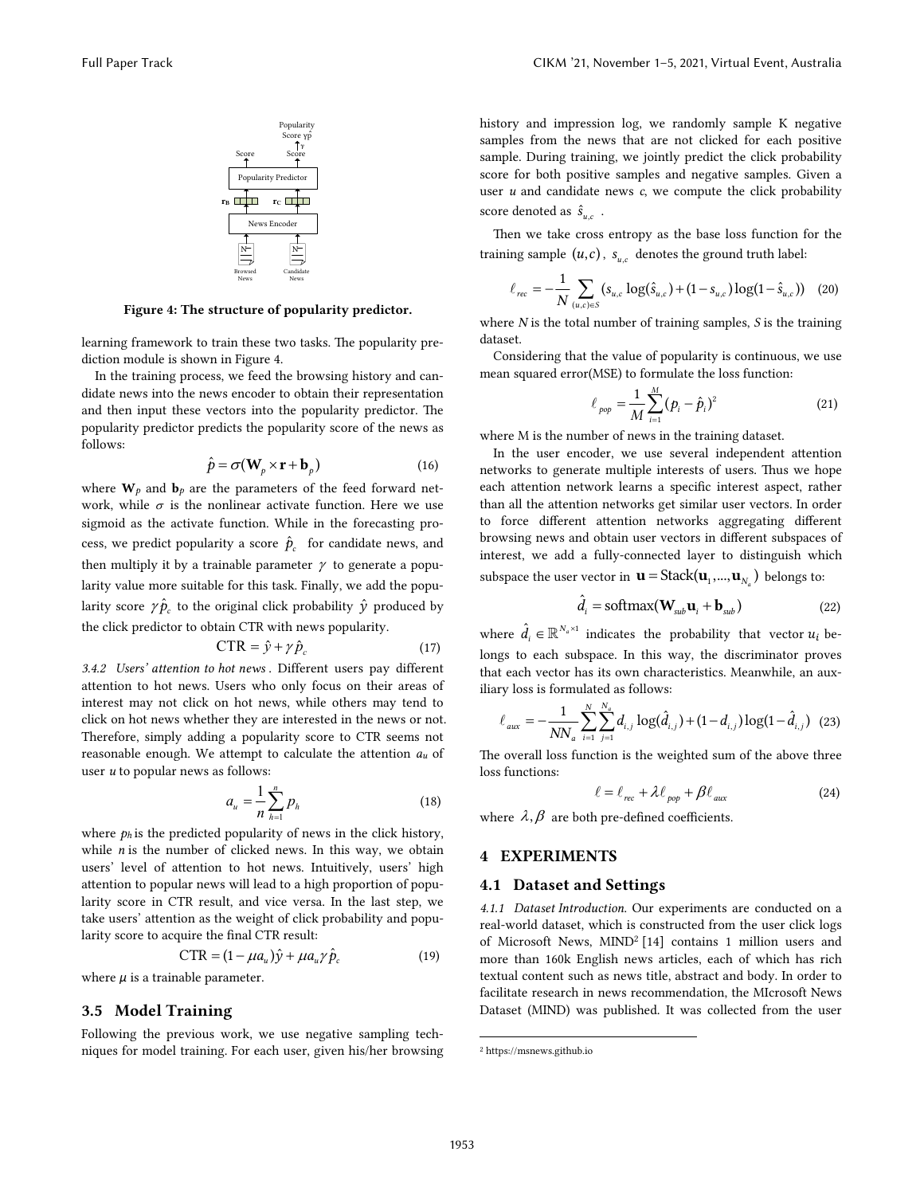Figure 4: The structure of popularity predictor.

learning framework to train these two tasks. The popularity prediction module is shown in Figure 4.

In the training process, we feed the browsing history and candidate news into the news encoder to obtain their representation and then input these vectors into the popularity predictor. The popularity predictor predicts the popularity score of the news as follows:

$$\hat{p} = \sigma(\mathbf{W}_p \times \mathbf{r} + \mathbf{b}_p) \tag{16}$$

where $\mathbf{W}_p$ and $\mathbf{b}_p$ are the parameters of the feed forward network, while $\sigma$ is the nonlinear activate function. Here we use sigmoid as the activate function. While in the forecasting process, we predict popularity a score $\hat{p}_c$ for candidate news, and then multiply it by a trainable parameter $\gamma$ to generate a popularity value more suitable for this task. Finally, we add the popularity score $\gamma\hat{p}_c$ to the original click probability $\hat{y}$ produced by the click predictor to obtain CTR with news popularity.

$$\text{CTR} = \hat{y} + \gamma\hat{p}_c \tag{17}$$

*3.4.2 Users' attention to hot news .* Different users pay different attention to hot news. Users who only focus on their areas of interest may not click on hot news, while others may tend to click on hot news whether they are interested in the news or not. Therefore, simply adding a popularity score to CTR seems not reasonable enough. We attempt to calculate the attention $a_u$ of user $u$ to popular news as follows:

$$a_u = \frac{1}{n}\sum_{h=1}^{n} p_h \tag{18}$$

where $p_h$ is the predicted popularity of news in the click history, while $n$ is the number of clicked news. In this way, we obtain users' level of attention to hot news. Intuitively, users' high attention to popular news will lead to a high proportion of popularity score in CTR result, and vice versa. In the last step, we take users' attention as the weight of click probability and popularity score to acquire the final CTR result:

$$\text{CTR} = (1 - \mu a_u)\hat{y} + \mu a_u \gamma \hat{p}_c \tag{19}$$

where $\mu$ is a trainable parameter.

## 3.5 Model Training

Following the previous work, we use negative sampling techniques for model training. For each user, given his/her browsing history and impression log, we randomly sample K negative samples from the news that are not clicked for each positive sample. During training, we jointly predict the click probability score for both positive samples and negative samples. Given a user $u$ and candidate news $c$, we compute the click probability score denoted as $\hat{s}_{u,c}$ .

Then we take cross entropy as the base loss function for the training sample $(u,c)$, $s_{u,c}$ denotes the ground truth label:

$$\ell_{rec} = -\frac{1}{N}\sum_{(u,c)\in S}(s_{u,c}\log(\hat{s}_{u,c}) + (1 - s_{u,c})\log(1 - \hat{s}_{u,c})) \tag{20}$$

where $N$ is the total number of training samples, $S$ is the training dataset.

Considering that the value of popularity is continuous, we use mean squared error(MSE) to formulate the loss function:

$$\ell_{pop} = \frac{1}{M}\sum_{i=1}^{M}(p_i - \hat{p}_i)^2 \tag{21}$$

where M is the number of news in the training dataset.

In the user encoder, we use several independent attention networks to generate multiple interests of users. Thus we hope each attention network learns a specific interest aspect, rather than all the attention networks get similar user vectors. In order to force different attention networks aggregating different browsing news and obtain user vectors in different subspaces of interest, we add a fully-connected layer to distinguish which subspace the user vector in $\mathbf{u} = \text{Stack}(\mathbf{u}_1, ..., \mathbf{u}_{N_a})$ belongs to:

$$\hat{d}_i = \text{softmax}(\mathbf{W}_{sub}\mathbf{u}_i + \mathbf{b}_{sub}) \tag{22}$$

where $\hat{d}_i \in \mathbb{R}^{N_a \times 1}$ indicates the probability that vector $u_i$ belongs to each subspace. In this way, the discriminator proves that each vector has its own characteristics. Meanwhile, an auxiliary loss is formulated as follows:

$$\ell_{aux} = -\frac{1}{NN_a}\sum_{i=1}^{N}\sum_{j=1}^{N_a} d_{i,j}\log(\hat{d}_{i,j}) + (1 - d_{i,j})\log(1 - \hat{d}_{i,j}) \tag{23}$$

The overall loss function is the weighted sum of the above three loss functions:

$$\ell = \ell_{rec} + \lambda\ell_{pop} + \beta\ell_{aux} \tag{24}$$

where $\lambda, \beta$ are both pre-defined coefficients.

# 4 EXPERIMENTS

## 4.1 Dataset and Settings

*4.1.1 Dataset Introduction.* Our experiments are conducted on a real-world dataset, which is constructed from the user click logs of Microsoft News, MIND[2] [14] contains 1 million users and more than 160k English news articles, each of which has rich textual content such as news title, abstract and body. In order to facilitate research in news recommendation, the MIcrosoft News Dataset (MIND) was published. It was collected from the user

[2] https://msnews.github.io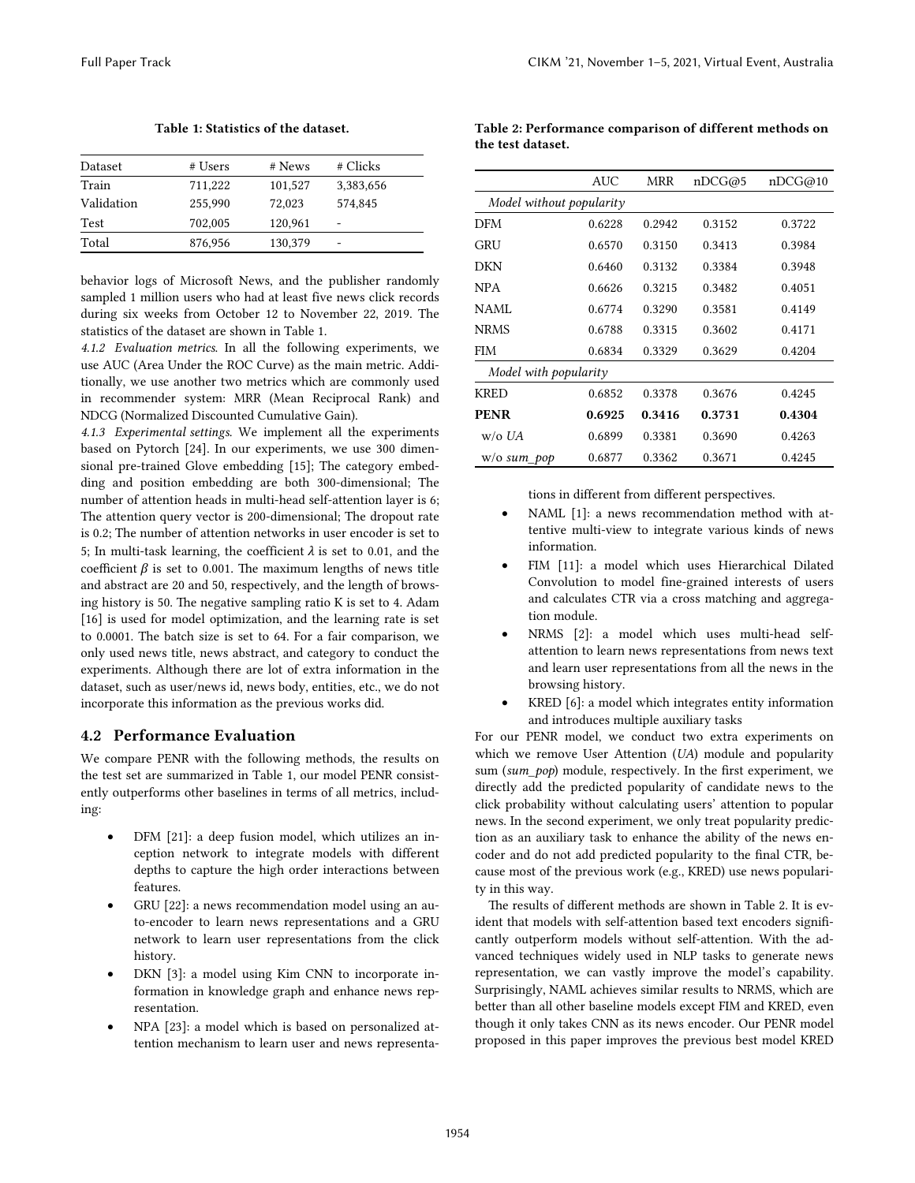Table 1: Statistics of the dataset.

| Dataset | # Users | # News | # Clicks |
|---|---|---|---|
| Train | 711,222 | 101,527 | 3,383,656 |
| Validation | 255,990 | 72,023 | 574,845 |
| Test | 702,005 | 120,961 | - |
| Total | 876,956 | 130,379 | - |

behavior logs of Microsoft News, and the publisher randomly sampled 1 million users who had at least five news click records during six weeks from October 12 to November 22, 2019. The statistics of the dataset are shown in Table 1.

*4.1.2 Evaluation metrics.* In all the following experiments, we use AUC (Area Under the ROC Curve) as the main metric. Additionally, we use another two metrics which are commonly used in recommender system: MRR (Mean Reciprocal Rank) and NDCG (Normalized Discounted Cumulative Gain).

*4.1.3 Experimental settings.* We implement all the experiments based on Pytorch [24]. In our experiments, we use 300 dimensional pre-trained Glove embedding [15]; The category embedding and position embedding are both 300-dimensional; The number of attention heads in multi-head self-attention layer is 6; The attention query vector is 200-dimensional; The dropout rate is 0.2; The number of attention networks in user encoder is set to 5; In multi-task learning, the coefficient $\lambda$ is set to 0.01, and the coefficient $\beta$ is set to 0.001. The maximum lengths of news title and abstract are 20 and 50, respectively, and the length of browsing history is 50. The negative sampling ratio K is set to 4. Adam [16] is used for model optimization, and the learning rate is set to 0.0001. The batch size is set to 64. For a fair comparison, we only used news title, news abstract, and category to conduct the experiments. Although there are lot of extra information in the dataset, such as user/news id, news body, entities, etc., we do not incorporate this information as the previous works did.

## 4.2 Performance Evaluation

We compare PENR with the following methods, the results on the test set are summarized in Table 1, our model PENR consistently outperforms other baselines in terms of all metrics, including:

- DFM [21]: a deep fusion model, which utilizes an inception network to integrate models with different depths to capture the high order interactions between features.
- GRU [22]: a news recommendation model using an auto-encoder to learn news representations and a GRU network to learn user representations from the click history.
- DKN [3]: a model using Kim CNN to incorporate information in knowledge graph and enhance news representation.
- NPA [23]: a model which is based on personalized attention mechanism to learn user and news representations in different from different perspectives.
- NAML [1]: a news recommendation method with attentive multi-view to integrate various kinds of news information.
- FIM [11]: a model which uses Hierarchical Dilated Convolution to model fine-grained interests of users and calculates CTR via a cross matching and aggregation module.
- NRMS [2]: a model which uses multi-head self-attention to learn news representations from news text and learn user representations from all the news in the browsing history.
- KRED [6]: a model which integrates entity information and introduces multiple auxiliary tasks

Table 2: Performance comparison of different methods on the test dataset.

| | AUC | MRR | nDCG@5 | nDCG@10 |
|---|---|---|---|---|
| *Model without popularity* | | | | |
| DFM | 0.6228 | 0.2942 | 0.3152 | 0.3722 |
| GRU | 0.6570 | 0.3150 | 0.3413 | 0.3984 |
| DKN | 0.6460 | 0.3132 | 0.3384 | 0.3948 |
| NPA | 0.6626 | 0.3215 | 0.3482 | 0.4051 |
| NAML | 0.6774 | 0.3290 | 0.3581 | 0.4149 |
| NRMS | 0.6788 | 0.3315 | 0.3602 | 0.4171 |
| FIM | 0.6834 | 0.3329 | 0.3629 | 0.4204 |
| *Model with popularity* | | | | |
| KRED | 0.6852 | 0.3378 | 0.3676 | 0.4245 |
| **PENR** | **0.6925** | **0.3416** | **0.3731** | **0.4304** |
| w/o *UA* | 0.6899 | 0.3381 | 0.3690 | 0.4263 |
| w/o *sum_pop* | 0.6877 | 0.3362 | 0.3671 | 0.4245 |

For our PENR model, we conduct two extra experiments on which we remove User Attention (*UA*) module and popularity sum (*sum_pop*) module, respectively. In the first experiment, we directly add the predicted popularity of candidate news to the click probability without calculating users' attention to popular news. In the second experiment, we only treat popularity prediction as an auxiliary task to enhance the ability of the news encoder and do not add predicted popularity to the final CTR, because most of the previous work (e.g., KRED) use news popularity in this way.

The results of different methods are shown in Table 2. It is evident that models with self-attention based text encoders significantly outperform models without self-attention. With the advanced techniques widely used in NLP tasks to generate news representation, we can vastly improve the model's capability. Surprisingly, NAML achieves similar results to NRMS, which are better than all other baseline models except FIM and KRED, even though it only takes CNN as its news encoder. Our PENR model proposed in this paper improves the previous best model KRED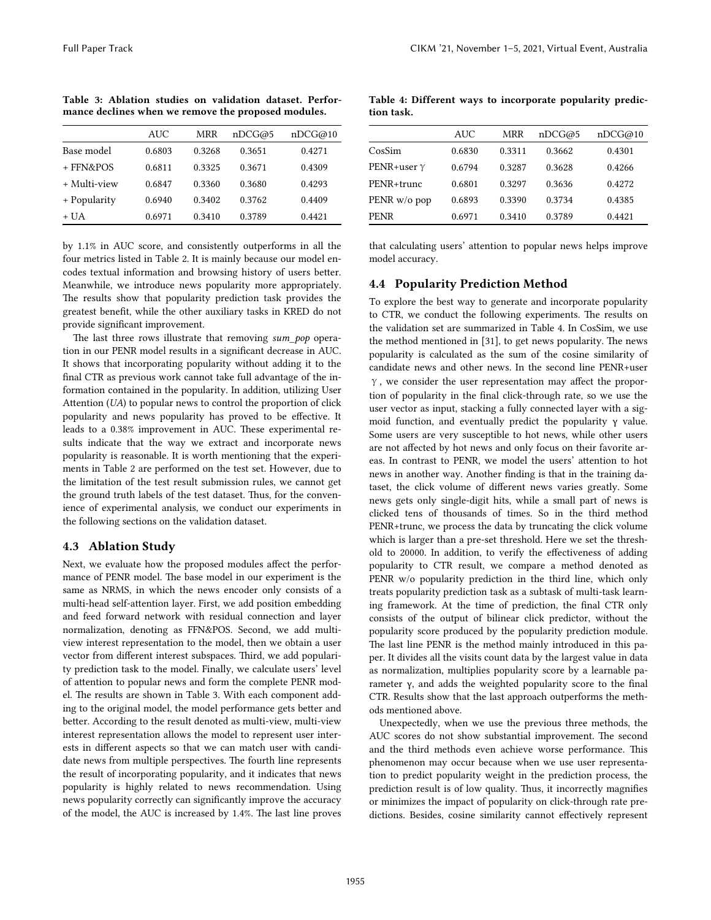Table 3: Ablation studies on validation dataset. Performance declines when we remove the proposed modules.

| | AUC | MRR | nDCG@5 | nDCG@10 |
|---|---|---|---|---|
| Base model | 0.6803 | 0.3268 | 0.3651 | 0.4271 |
| + FFN&POS | 0.6811 | 0.3325 | 0.3671 | 0.4309 |
| + Multi-view | 0.6847 | 0.3360 | 0.3680 | 0.4293 |
| + Popularity | 0.6940 | 0.3402 | 0.3762 | 0.4409 |
| + UA | 0.6971 | 0.3410 | 0.3789 | 0.4421 |

by 1.1% in AUC score, and consistently outperforms in all the four metrics listed in Table 2. It is mainly because our model encodes textual information and browsing history of users better. Meanwhile, we introduce news popularity more appropriately. The results show that popularity prediction task provides the greatest benefit, while the other auxiliary tasks in KRED do not provide significant improvement.

The last three rows illustrate that removing *sum_pop* operation in our PENR model results in a significant decrease in AUC. It shows that incorporating popularity without adding it to the final CTR as previous work cannot take full advantage of the information contained in the popularity. In addition, utilizing User Attention (*UA*) to popular news to control the proportion of click popularity and news popularity has proved to be effective. It leads to a 0.38% improvement in AUC. These experimental results indicate that the way we extract and incorporate news popularity is reasonable. It is worth mentioning that the experiments in Table 2 are performed on the test set. However, due to the limitation of the test result submission rules, we cannot get the ground truth labels of the test dataset. Thus, for the convenience of experimental analysis, we conduct our experiments in the following sections on the validation dataset.

## 4.3 Ablation Study

Next, we evaluate how the proposed modules affect the performance of PENR model. The base model in our experiment is the same as NRMS, in which the news encoder only consists of a multi-head self-attention layer. First, we add position embedding and feed forward network with residual connection and layer normalization, denoting as FFN&POS. Second, we add multi-view interest representation to the model, then we obtain a user vector from different interest subspaces. Third, we add popularity prediction task to the model. Finally, we calculate users' level of attention to popular news and form the complete PENR model. The results are shown in Table 3. With each component adding to the original model, the model performance gets better and better. According to the result denoted as multi-view, multi-view interest representation allows the model to represent user interests in different aspects so that we can match user with candidate news from multiple perspectives. The fourth line represents the result of incorporating popularity, and it indicates that news popularity is highly related to news recommendation. Using news popularity correctly can significantly improve the accuracy of the model, the AUC is increased by 1.4%. The last line proves that calculating users' attention to popular news helps improve model accuracy.

Table 4: Different ways to incorporate popularity prediction task.

| | AUC | MRR | nDCG@5 | nDCG@10 |
|---|---|---|---|---|
| CosSim | 0.6830 | 0.3311 | 0.3662 | 0.4301 |
| PENR+user $\gamma$ | 0.6794 | 0.3287 | 0.3628 | 0.4266 |
| PENR+trunc | 0.6801 | 0.3297 | 0.3636 | 0.4272 |
| PENR w/o pop | 0.6893 | 0.3390 | 0.3734 | 0.4385 |
| PENR | 0.6971 | 0.3410 | 0.3789 | 0.4421 |

## 4.4 Popularity Prediction Method

To explore the best way to generate and incorporate popularity to CTR, we conduct the following experiments. The results on the validation set are summarized in Table 4. In CosSim, we use the method mentioned in [31], to get news popularity. The news popularity is calculated as the sum of the cosine similarity of candidate news and other news. In the second line PENR+user $\gamma$, we consider the user representation may affect the proportion of popularity in the final click-through rate, so we use the user vector as input, stacking a fully connected layer with a sigmoid function, and eventually predict the popularity $\gamma$ value. Some users are very susceptible to hot news, while other users are not affected by hot news and only focus on their favorite areas. In contrast to PENR, we model the users' attention to hot news in another way. Another finding is that in the training dataset, the click volume of different news varies greatly. Some news gets only single-digit hits, while a small part of news is clicked tens of thousands of times. So in the third method PENR+trunc, we process the data by truncating the click volume which is larger than a pre-set threshold. Here we set the threshold to 20000. In addition, to verify the effectiveness of adding popularity to CTR result, we compare a method denoted as PENR w/o popularity prediction in the third line, which only treats popularity prediction task as a subtask of multi-task learning framework. At the time of prediction, the final CTR only consists of the output of bilinear click predictor, without the popularity score produced by the popularity prediction module. The last line PENR is the method mainly introduced in this paper. It divides all the visits count data by the largest value in data as normalization, multiplies popularity score by a learnable parameter $\gamma$, and adds the weighted popularity score to the final CTR. Results show that the last approach outperforms the methods mentioned above.

Unexpectedly, when we use the previous three methods, the AUC scores do not show substantial improvement. The second and the third methods even achieve worse performance. This phenomenon may occur because when we use user representation to predict popularity weight in the prediction process, the prediction result is of low quality. Thus, it incorrectly magnifies or minimizes the impact of popularity on click-through rate predictions. Besides, cosine similarity cannot effectively represent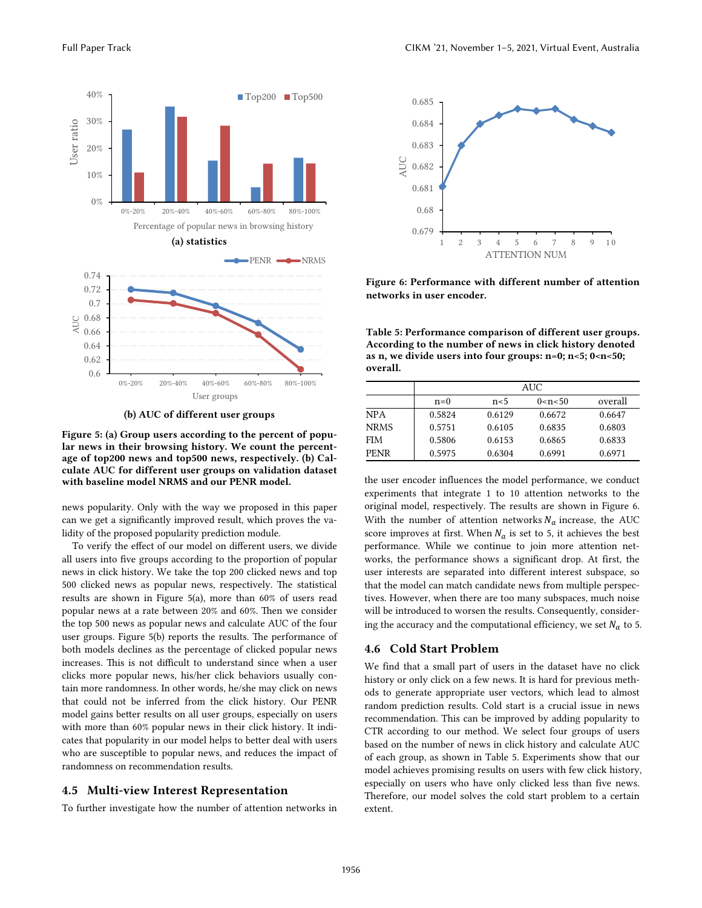Figure 5: (a) Group users according to the percent of popular news in their browsing history. We count the percentage of top200 news and top500 news, respectively. (b) Calculate AUC for different user groups on validation dataset with baseline model NRMS and our PENR model.

news popularity. Only with the way we proposed in this paper can we get a significantly improved result, which proves the validity of the proposed popularity prediction module.

To verify the effect of our model on different users, we divide all users into five groups according to the proportion of popular news in click history. We take the top 200 clicked news and top 500 clicked news as popular news, respectively. The statistical results are shown in Figure 5(a), more than 60% of users read popular news at a rate between 20% and 60%. Then we consider the top 500 news as popular news and calculate AUC of the four user groups. Figure 5(b) reports the results. The performance of both models declines as the percentage of clicked popular news increases. This is not difficult to understand since when a user clicks more popular news, his/her click behaviors usually contain more randomness. In other words, he/she may click on news that could not be inferred from the click history. Our PENR model gains better results on all user groups, especially on users with more than 60% popular news in their click history. It indicates that popularity in our model helps to better deal with users who are susceptible to popular news, and reduces the impact of randomness on recommendation results.

## 4.5 Multi-view Interest Representation

To further investigate how the number of attention networks in the user encoder influences the model performance, we conduct experiments that integrate 1 to 10 attention networks to the original model, respectively. The results are shown in Figure 6. With the number of attention networks $N_a$ increase, the AUC score improves at first. When $N_a$ is set to 5, it achieves the best performance. While we continue to join more attention networks, the performance shows a significant drop. At first, the user interests are separated into different interest subspace, so that the model can match candidate news from multiple perspectives. However, when there are too many subspaces, much noise will be introduced to worsen the results. Consequently, considering the accuracy and the computational efficiency, we set $N_a$ to 5.

Figure 6: Performance with different number of attention networks in user encoder.

Table 5: Performance comparison of different user groups. According to the number of news in click history denoted as n, we divide users into four groups: n=0; n<5; 0<n<50; overall.

| | AUC | | | |
|---|---|---|---|---|
| | n=0 | n<5 | 0<n<50 | overall |
| NPA | 0.5824 | 0.6129 | 0.6672 | 0.6647 |
| NRMS | 0.5751 | 0.6105 | 0.6835 | 0.6803 |
| FIM | 0.5806 | 0.6153 | 0.6865 | 0.6833 |
| PENR | 0.5975 | 0.6304 | 0.6991 | 0.6971 |

## 4.6 Cold Start Problem

We find that a small part of users in the dataset have no click history or only click on a few news. It is hard for previous methods to generate appropriate user vectors, which lead to almost random prediction results. Cold start is a crucial issue in news recommendation. This can be improved by adding popularity to CTR according to our method. We select four groups of users based on the number of news in click history and calculate AUC of each group, as shown in Table 5. Experiments show that our model achieves promising results on users with few click history, especially on users who have only clicked less than five news. Therefore, our model solves the cold start problem to a certain extent.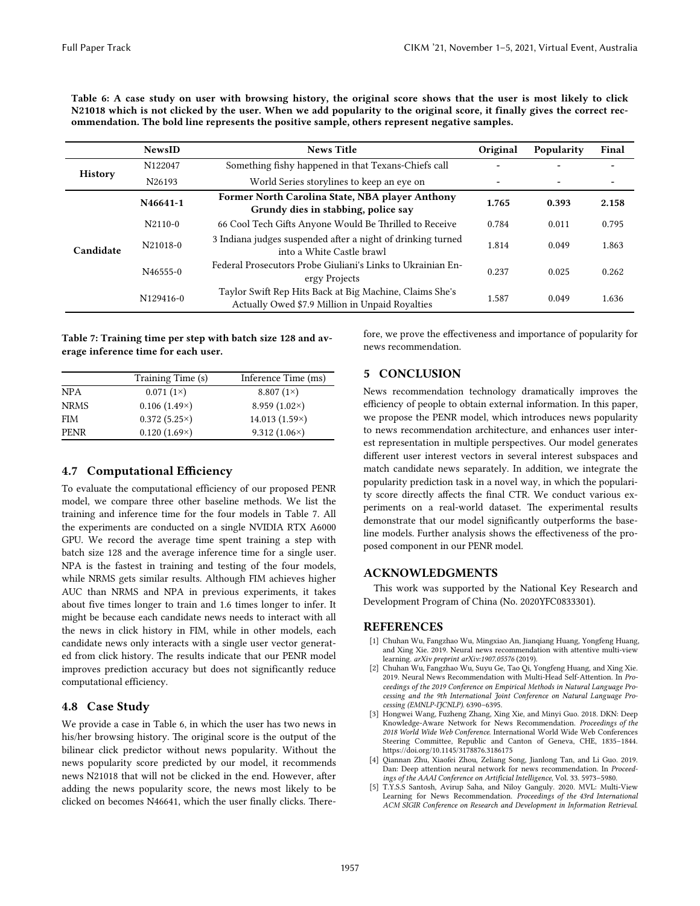Table 6: A case study on user with browsing history, the original score shows that the user is most likely to click N21018 which is not clicked by the user. When we add popularity to the original score, it finally gives the correct recommendation. The bold line represents the positive sample, others represent negative samples.

| | NewsID | News Title | Original | Popularity | Final |
|---|---|---|---|---|---|
| History | N122047 | Something fishy happened in that Texans-Chiefs call | - | - | - |
| | N26193 | World Series storylines to keep an eye on | - | - | - |
| Candidate | **N46641-1** | **Former North Carolina State, NBA player Anthony Grundy dies in stabbing, police say** | **1.765** | **0.393** | **2.158** |
| | N2110-0 | 66 Cool Tech Gifts Anyone Would Be Thrilled to Receive | 0.784 | 0.011 | 0.795 |
| | N21018-0 | 3 Indiana judges suspended after a night of drinking turned into a White Castle brawl | 1.814 | 0.049 | 1.863 |
| | N46555-0 | Federal Prosecutors Probe Giuliani's Links to Ukrainian Energy Projects | 0.237 | 0.025 | 0.262 |
| | N129416-0 | Taylor Swift Rep Hits Back at Big Machine, Claims She's Actually Owed $7.9 Million in Unpaid Royalties | 1.587 | 0.049 | 1.636 |

Table 7: Training time per step with batch size 128 and average inference time for each user.

| | Training Time (s) | Inference Time (ms) |
|---|---|---|
| NPA | 0.071 (1×) | 8.807 (1×) |
| NRMS | 0.106 (1.49×) | 8.959 (1.02×) |
| FIM | 0.372 (5.25×) | 14.013 (1.59×) |
| PENR | 0.120 (1.69×) | 9.312 (1.06×) |

## 4.7 Computational Efficiency

To evaluate the computational efficiency of our proposed PENR model, we compare three other baseline methods. We list the training and inference time for the four models in Table 7. All the experiments are conducted on a single NVIDIA RTX A6000 GPU. We record the average time spent training a step with batch size 128 and the average inference time for a single user. NPA is the fastest in training and testing of the four models, while NRMS gets similar results. Although FIM achieves higher AUC than NRMS and NPA in previous experiments, it takes about five times longer to train and 1.6 times longer to infer. It might be because each candidate news needs to interact with all the news in click history in FIM, while in other models, each candidate news only interacts with a single user vector generated from click history. The results indicate that our PENR model improves prediction accuracy but does not significantly reduce computational efficiency.

## 4.8 Case Study

We provide a case in Table 6, in which the user has two news in his/her browsing history. The original score is the output of the bilinear click predictor without news popularity. Without the news popularity score predicted by our model, it recommends news N21018 that will not be clicked in the end. However, after adding the news popularity score, the news most likely to be clicked on becomes N46641, which the user finally clicks. Therefore, we prove the effectiveness and importance of popularity for news recommendation.

# 5 CONCLUSION

News recommendation technology dramatically improves the efficiency of people to obtain external information. In this paper, we propose the PENR model, which introduces news popularity to news recommendation architecture, and enhances user interest representation in multiple perspectives. Our model generates different user interest vectors in several interest subspaces and match candidate news separately. In addition, we integrate the popularity prediction task in a novel way, in which the popularity score directly affects the final CTR. We conduct various experiments on a real-world dataset. The experimental results demonstrate that our model significantly outperforms the baseline models. Further analysis shows the effectiveness of the proposed component in our PENR model.

# ACKNOWLEDGMENTS

This work was supported by the National Key Research and Development Program of China (No. 2020YFC0833301).

# REFERENCES

- [1] Chuhan Wu, Fangzhao Wu, Mingxiao An, Jianqiang Huang, Yongfeng Huang, and Xing Xie. 2019. Neural news recommendation with attentive multi-view learning. *arXiv preprint arXiv:1907.05576* (2019).
- [2] Chuhan Wu, Fangzhao Wu, Suyu Ge, Tao Qi, Yongfeng Huang, and Xing Xie. 2019. Neural News Recommendation with Multi-Head Self-Attention. In *Proceedings of the 2019 Conference on Empirical Methods in Natural Language Processing and the 9th International Joint Conference on Natural Language Processing (EMNLP-IJCNLP)*. 6390–6395.
- [3] Hongwei Wang, Fuzheng Zhang, Xing Xie, and Minyi Guo. 2018. DKN: Deep Knowledge-Aware Network for News Recommendation. *Proceedings of the 2018 World Wide Web Conference*. International World Wide Web Conferences Steering Committee, Republic and Canton of Geneva, CHE, 1835–1844. https://doi.org/10.1145/3178876.3186175
- [4] Qiannan Zhu, Xiaofei Zhou, Zeliang Song, Jianlong Tan, and Li Guo. 2019. Dan: Deep attention neural network for news recommendation. In *Proceedings of the AAAI Conference on Artificial Intelligence*, Vol. 33. 5973–5980.
- [5] T.Y.S.S Santosh, Avirup Saha, and Niloy Ganguly. 2020. MVL: Multi-View Learning for News Recommendation. *Proceedings of the 43rd International ACM SIGIR Conference on Research and Development in Information Retrieval*.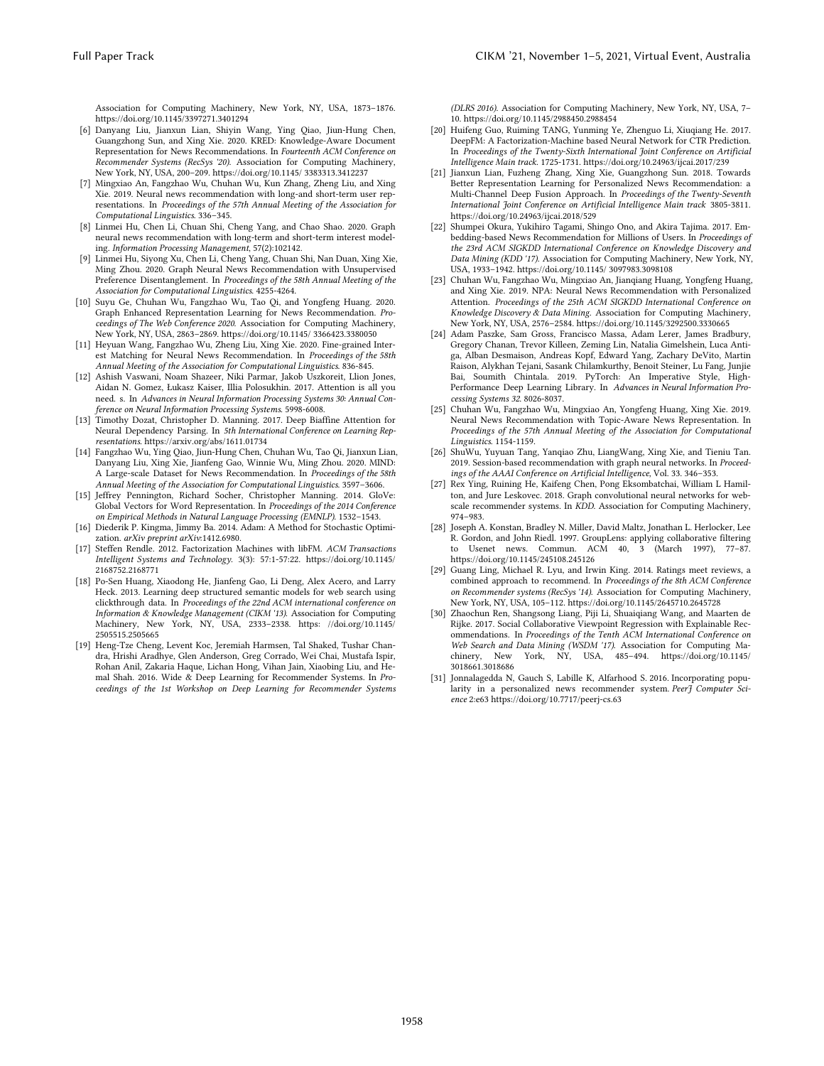Association for Computing Machinery, New York, NY, USA, 1873–1876. https://doi.org/10.1145/3397271.3401294

[6] Danyang Liu, Jianxun Lian, Shiyin Wang, Ying Qiao, Jiun-Hung Chen, Guangzhong Sun, and Xing Xie. 2020. KRED: Knowledge-Aware Document Representation for News Recommendations. In *Fourteenth ACM Conference on Recommender Systems (RecSys '20)*. Association for Computing Machinery, New York, NY, USA, 200–209. https://doi.org/10.1145/ 3383313.3412237

[7] Mingxiao An, Fangzhao Wu, Chuhan Wu, Kun Zhang, Zheng Liu, and Xing Xie. 2019. Neural news recommendation with long-and short-term user representations. In *Proceedings of the 57th Annual Meeting of the Association for Computational Linguistics*. 336–345.

[8] Linmei Hu, Chen Li, Chuan Shi, Cheng Yang, and Chao Shao. 2020. Graph neural news recommendation with long-term and short-term interest modeling. *Information Processing Management*, 57(2):102142.

[9] Linmei Hu, Siyong Xu, Chen Li, Cheng Yang, Chuan Shi, Nan Duan, Xing Xie, Ming Zhou. 2020. Graph Neural News Recommendation with Unsupervised Preference Disentanglement. In *Proceedings of the 58th Annual Meeting of the Association for Computational Linguistics*. 4255-4264.

[10] Suyu Ge, Chuhan Wu, Fangzhao Wu, Tao Qi, and Yongfeng Huang. 2020. Graph Enhanced Representation Learning for News Recommendation. *Proceedings of The Web Conference 2020*. Association for Computing Machinery, New York, NY, USA, 2863–2869. https://doi.org/10.1145/ 3366423.3380050

[11] Heyuan Wang, Fangzhao Wu, Zheng Liu, Xing Xie. 2020. Fine-grained Interest Matching for Neural News Recommendation. In *Proceedings of the 58th Annual Meeting of the Association for Computational Linguistics*. 836-845.

[12] Ashish Vaswani, Noam Shazeer, Niki Parmar, Jakob Uszkoreit, Llion Jones, Aidan N. Gomez, Łukasz Kaiser, Illia Polosukhin. 2017. Attention is all you need. s. In *Advances in Neural Information Processing Systems 30: Annual Conference on Neural Information Processing Systems*. 5998-6008.

[13] Timothy Dozat, Christopher D. Manning. 2017. Deep Biaffine Attention for Neural Dependency Parsing. In *5th International Conference on Learning Representations*. https://arxiv.org/abs/1611.01734

[14] Fangzhao Wu, Ying Qiao, Jiun-Hung Chen, Chuhan Wu, Tao Qi, Jianxun Lian, Danyang Liu, Xing Xie, Jianfeng Gao, Winnie Wu, Ming Zhou. 2020. MIND: A Large-scale Dataset for News Recommendation. In *Proceedings of the 58th Annual Meeting of the Association for Computational Linguistics*. 3597–3606.

[15] Jeffrey Pennington, Richard Socher, Christopher Manning. 2014. GloVe: Global Vectors for Word Representation. In *Proceedings of the 2014 Conference on Empirical Methods in Natural Language Processing (EMNLP)*. 1532–1543.

[16] Diederik P. Kingma, Jimmy Ba. 2014. Adam: A Method for Stochastic Optimization. *arXiv preprint arXiv*:1412.6980.

[17] Steffen Rendle. 2012. Factorization Machines with libFM. *ACM Transactions Intelligent Systems and Technology*. 3(3): 57:1-57:22. https://doi.org/10.1145/ 2168752.2168771

[18] Po-Sen Huang, Xiaodong He, Jianfeng Gao, Li Deng, Alex Acero, and Larry Heck. 2013. Learning deep structured semantic models for web search using clickthrough data. In *Proceedings of the 22nd ACM international conference on Information & Knowledge Management (CIKM '13)*. Association for Computing Machinery, New York, NY, USA, 2333–2338. https: //doi.org/10.1145/ 2505515.2505665

[19] Heng-Tze Cheng, Levent Koc, Jeremiah Harmsen, Tal Shaked, Tushar Chandra, Hrishi Aradhye, Glen Anderson, Greg Corrado, Wei Chai, Mustafa Ispir, Rohan Anil, Zakaria Haque, Lichan Hong, Vihan Jain, Xiaobing Liu, and Hemal Shah. 2016. Wide & Deep Learning for Recommender Systems. In *Proceedings of the 1st Workshop on Deep Learning for Recommender Systems (DLRS 2016)*. Association for Computing Machinery, New York, NY, USA, 7–10. https://doi.org/10.1145/2988450.2988454

[20] Huifeng Guo, Ruiming TANG, Yunming Ye, Zhenguo Li, Xiuqiang He. 2017. DeepFM: A Factorization-Machine based Neural Network for CTR Prediction. In *Proceedings of the Twenty-Sixth International Joint Conference on Artificial Intelligence Main track*. 1725-1731. https://doi.org/10.24963/ijcai.2017/239

[21] Jianxun Lian, Fuzheng Zhang, Xing Xie, Guangzhong Sun. 2018. Towards Better Representation Learning for Personalized News Recommendation: a Multi-Channel Deep Fusion Approach. In *Proceedings of the Twenty-Seventh International Joint Conference on Artificial Intelligence Main track* 3805-3811. https://doi.org/10.24963/ijcai.2018/529

[22] Shumpei Okura, Yukihiro Tagami, Shingo Ono, and Akira Tajima. 2017. Embedding-based News Recommendation for Millions of Users. In *Proceedings of the 23rd ACM SIGKDD International Conference on Knowledge Discovery and Data Mining (KDD '17)*. Association for Computing Machinery, New York, NY, USA, 1933–1942. https://doi.org/10.1145/ 3097983.3098108

[23] Chuhan Wu, Fangzhao Wu, Mingxiao An, Jianqiang Huang, Yongfeng Huang, and Xing Xie. 2019. NPA: Neural News Recommendation with Personalized Attention. *Proceedings of the 25th ACM SIGKDD International Conference on Knowledge Discovery & Data Mining.* Association for Computing Machinery, New York, NY, USA, 2576–2584. https://doi.org/10.1145/3292500.3330665

[24] Adam Paszke, Sam Gross, Francisco Massa, Adam Lerer, James Bradbury, Gregory Chanan, Trevor Killeen, Zeming Lin, Natalia Gimelshein, Luca Antiga, Alban Desmaison, Andreas Kopf, Edward Yang, Zachary DeVito, Martin Raison, Alykhan Tejani, Sasank Chilamkurthy, Benoit Steiner, Lu Fang, Junjie Bai, Soumith Chintala. 2019. PyTorch: An Imperative Style, High-Performance Deep Learning Library. In *Advances in Neural Information Processing Systems 32*. 8026-8037.

[25] Chuhan Wu, Fangzhao Wu, Mingxiao An, Yongfeng Huang, Xing Xie. 2019. Neural News Recommendation with Topic-Aware News Representation. In *Proceedings of the 57th Annual Meeting of the Association for Computational Linguistics*. 1154-1159.

[26] ShuWu, Yuyuan Tang, Yanqiao Zhu, LiangWang, Xing Xie, and Tieniu Tan. 2019. Session-based recommendation with graph neural networks. In *Proceedings of the AAAI Conference on Artificial Intelligence*, Vol. 33. 346–353.

[27] Rex Ying, Ruining He, Kaifeng Chen, Pong Eksombatchai, William L Hamilton, and Jure Leskovec. 2018. Graph convolutional neural networks for web-scale recommender systems. In *KDD*. Association for Computing Machinery, 974–983.

[28] Joseph A. Konstan, Bradley N. Miller, David Maltz, Jonathan L. Herlocker, Lee R. Gordon, and John Riedl. 1997. GroupLens: applying collaborative filtering to Usenet news. Commun. ACM 40, 3 (March 1997), 77–87. https://doi.org/10.1145/245108.245126

[29] Guang Ling, Michael R. Lyu, and Irwin King. 2014. Ratings meet reviews, a combined approach to recommend. In *Proceedings of the 8th ACM Conference on Recommender systems (RecSys '14)*. Association for Computing Machinery, New York, NY, USA, 105–112. https://doi.org/10.1145/2645710.2645728

[30] Zhaochun Ren, Shangsong Liang, Piji Li, Shuaiqiang Wang, and Maarten de Rijke. 2017. Social Collaborative Viewpoint Regression with Explainable Recommendations. In *Proceedings of the Tenth ACM International Conference on Web Search and Data Mining (WSDM '17)*. Association for Computing Machinery, New York, NY, USA, 485–494. https://doi.org/10.1145/ 3018661.3018686

[31] Jonnalagedda N, Gauch S, Labille K, Alfarhood S. 2016. Incorporating popularity in a personalized news recommender system. *PeerJ Computer Science* 2:e63 https://doi.org/10.7717/peerj-cs.63